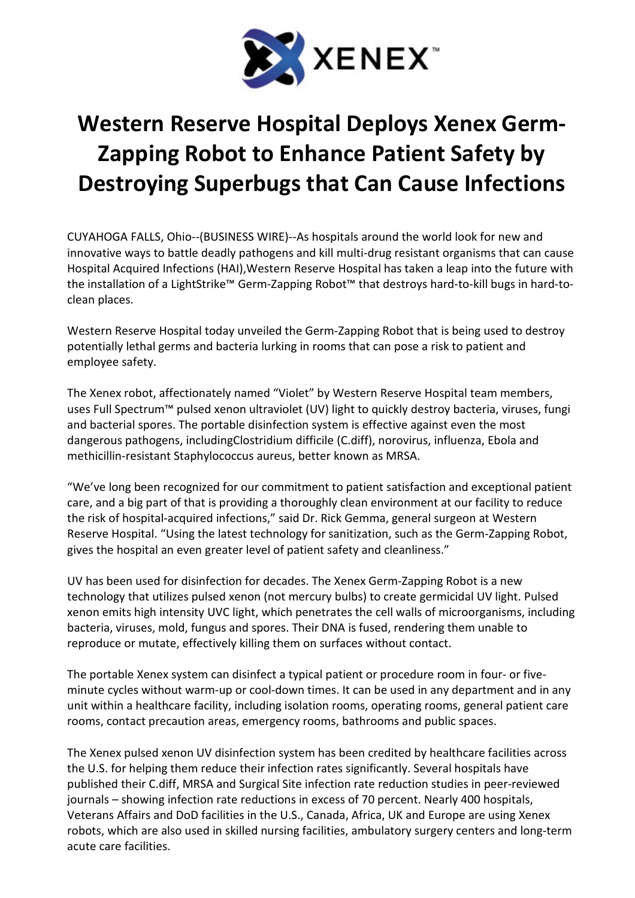XENEX™

# Western Reserve Hospital Deploys Xenex Germ-Zapping Robot to Enhance Patient Safety by Destroying Superbugs that Can Cause Infections

CUYAHOGA FALLS, Ohio--(BUSINESS WIRE)--As hospitals around the world look for new and innovative ways to battle deadly pathogens and kill multi-drug resistant organisms that can cause Hospital Acquired Infections (HAI),Western Reserve Hospital has taken a leap into the future with the installation of a LightStrike™ Germ-Zapping Robot™ that destroys hard-to-kill bugs in hard-to-clean places.

Western Reserve Hospital today unveiled the Germ-Zapping Robot that is being used to destroy potentially lethal germs and bacteria lurking in rooms that can pose a risk to patient and employee safety.

The Xenex robot, affectionately named "Violet" by Western Reserve Hospital team members, uses Full Spectrum™ pulsed xenon ultraviolet (UV) light to quickly destroy bacteria, viruses, fungi and bacterial spores. The portable disinfection system is effective against even the most dangerous pathogens, includingClostridium difficile (C.diff), norovirus, influenza, Ebola and methicillin-resistant Staphylococcus aureus, better known as MRSA.

"We've long been recognized for our commitment to patient satisfaction and exceptional patient care, and a big part of that is providing a thoroughly clean environment at our facility to reduce the risk of hospital-acquired infections," said Dr. Rick Gemma, general surgeon at Western Reserve Hospital. "Using the latest technology for sanitization, such as the Germ-Zapping Robot, gives the hospital an even greater level of patient safety and cleanliness."

UV has been used for disinfection for decades. The Xenex Germ-Zapping Robot is a new technology that utilizes pulsed xenon (not mercury bulbs) to create germicidal UV light. Pulsed xenon emits high intensity UVC light, which penetrates the cell walls of microorganisms, including bacteria, viruses, mold, fungus and spores. Their DNA is fused, rendering them unable to reproduce or mutate, effectively killing them on surfaces without contact.

The portable Xenex system can disinfect a typical patient or procedure room in four- or five-minute cycles without warm-up or cool-down times. It can be used in any department and in any unit within a healthcare facility, including isolation rooms, operating rooms, general patient care rooms, contact precaution areas, emergency rooms, bathrooms and public spaces.

The Xenex pulsed xenon UV disinfection system has been credited by healthcare facilities across the U.S. for helping them reduce their infection rates significantly. Several hospitals have published their C.diff, MRSA and Surgical Site infection rate reduction studies in peer-reviewed journals – showing infection rate reductions in excess of 70 percent. Nearly 400 hospitals, Veterans Affairs and DoD facilities in the U.S., Canada, Africa, UK and Europe are using Xenex robots, which are also used in skilled nursing facilities, ambulatory surgery centers and long-term acute care facilities.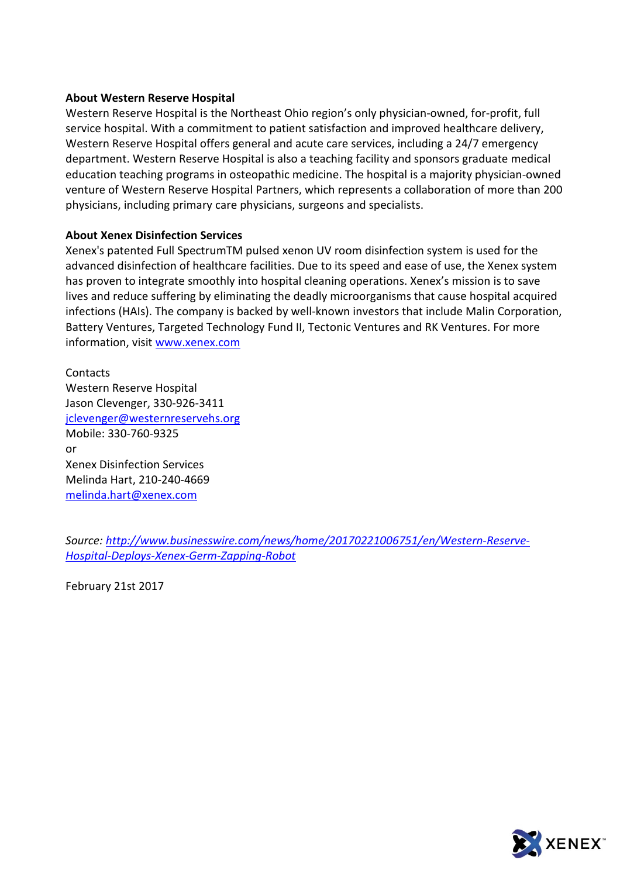**About Western Reserve Hospital**

Western Reserve Hospital is the Northeast Ohio region's only physician-owned, for-profit, full service hospital. With a commitment to patient satisfaction and improved healthcare delivery, Western Reserve Hospital offers general and acute care services, including a 24/7 emergency department. Western Reserve Hospital is also a teaching facility and sponsors graduate medical education teaching programs in osteopathic medicine. The hospital is a majority physician-owned venture of Western Reserve Hospital Partners, which represents a collaboration of more than 200 physicians, including primary care physicians, surgeons and specialists.

**About Xenex Disinfection Services**

Xenex's patented Full SpectrumTM pulsed xenon UV room disinfection system is used for the advanced disinfection of healthcare facilities. Due to its speed and ease of use, the Xenex system has proven to integrate smoothly into hospital cleaning operations. Xenex's mission is to save lives and reduce suffering by eliminating the deadly microorganisms that cause hospital acquired infections (HAIs). The company is backed by well-known investors that include Malin Corporation, Battery Ventures, Targeted Technology Fund II, Tectonic Ventures and RK Ventures. For more information, visit [www.xenex.com](http://www.xenex.com)

Contacts
Western Reserve Hospital
Jason Clevenger, 330-926-3411
[jclevenger@westernreservehs.org](mailto:jclevenger@westernreservehs.org)
Mobile: 330-760-9325
or
Xenex Disinfection Services
Melinda Hart, 210-240-4669
[melinda.hart@xenex.com](mailto:melinda.hart@xenex.com)

*Source: [http://www.businesswire.com/news/home/20170221006751/en/Western-Reserve-Hospital-Deploys-Xenex-Germ-Zapping-Robot](http://www.businesswire.com/news/home/20170221006751/en/Western-Reserve-Hospital-Deploys-Xenex-Germ-Zapping-Robot)*

February 21st 2017